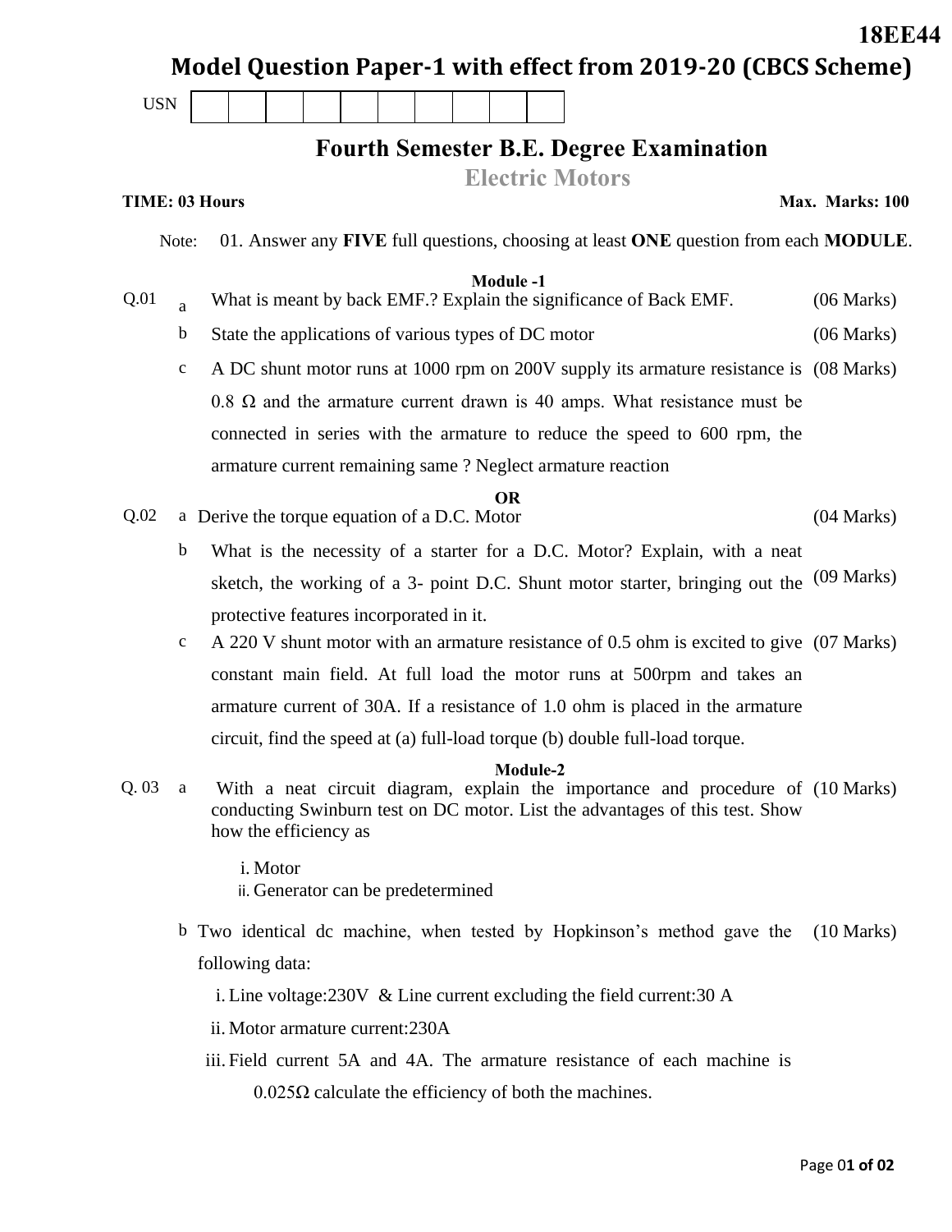18EE44

# Model Question Paper-1 with effect from 2019-20 (CBCS Scheme)

USN | | | | | | | | | | |

## Fourth Semester B.E. Degree Examination

## Electric Motors

**TIME: 03 Hours** **Max. Marks: 100**

Note: 01. Answer any **FIVE** full questions, choosing at least **ONE** question from each **MODULE**.

### Module -1

| Q.No. | | Question | Marks |
|---|---|---|---|
| Q.01 | a | What is meant by back EMF.? Explain the significance of Back EMF. | (06 Marks) |
| | b | State the applications of various types of DC motor | (06 Marks) |
| | c | A DC shunt motor runs at 1000 rpm on 200V supply its armature resistance is 0.8 Ω and the armature current drawn is 40 amps. What resistance must be connected in series with the armature to reduce the speed to 600 rpm, the armature current remaining same ? Neglect armature reaction | (08 Marks) |

**OR**

| Q.No. | | Question | Marks |
|---|---|---|---|
| Q.02 | a | Derive the torque equation of a D.C. Motor | (04 Marks) |
| | b | What is the necessity of a starter for a D.C. Motor? Explain, with a neat sketch, the working of a 3- point D.C. Shunt motor starter, bringing out the protective features incorporated in it. | (09 Marks) |
| | c | A 220 V shunt motor with an armature resistance of 0.5 ohm is excited to give constant main field. At full load the motor runs at 500rpm and takes an armature current of 30A. If a resistance of 1.0 ohm is placed in the armature circuit, find the speed at (a) full-load torque (b) double full-load torque. | (07 Marks) |

### Module-2

**Q. 03**

a. With a neat circuit diagram, explain the importance and procedure of conducting Swinburn test on DC motor. List the advantages of this test. Show how the efficiency as **(10 Marks)**

i. Motor
ii. Generator can be predetermined

b. Two identical dc machine, when tested by Hopkinson's method gave the following data: **(10 Marks)**

i. Line voltage:230V & Line current excluding the field current:30 A
ii. Motor armature current:230A
iii. Field current 5A and 4A. The armature resistance of each machine is 0.025Ω calculate the efficiency of both the machines.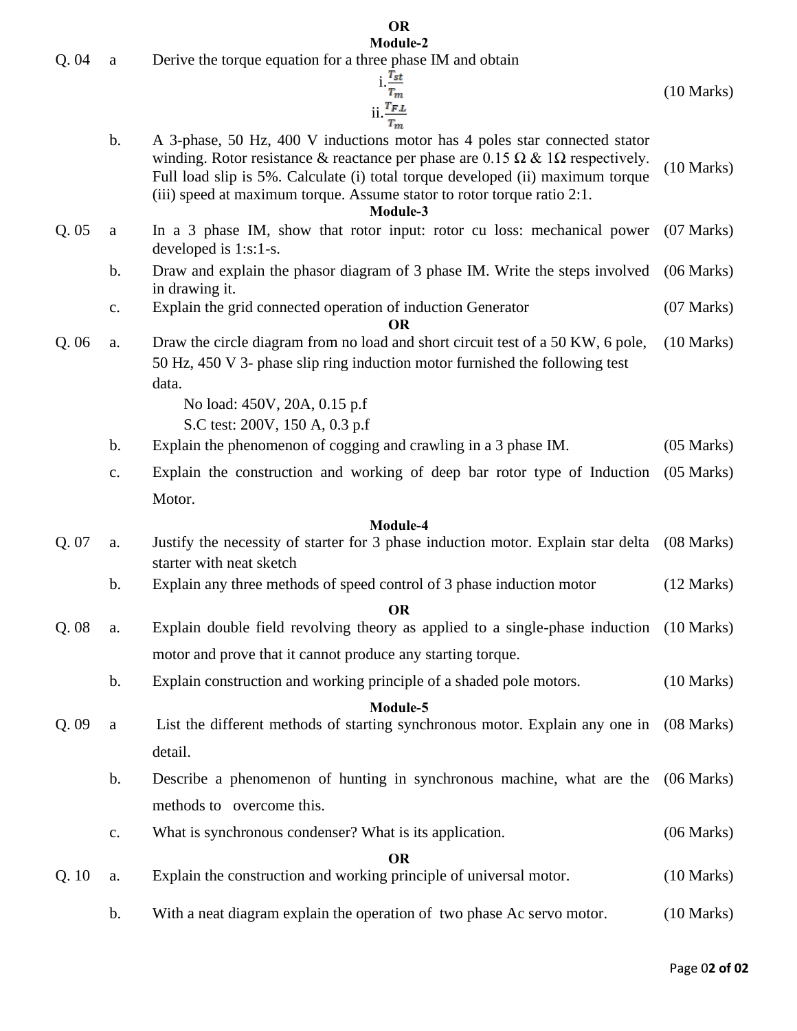**OR**

## Module-2

| | | | |
|---|---|---|---|
| Q. 04 | a | Derive the torque equation for a three phase IM and obtain<br>i. $\frac{T_{st}}{T_m}$<br>ii. $\frac{T_{F.L}}{T_m}$ | (10 Marks) |
| | b. | A 3-phase, 50 Hz, 400 V inductions motor has 4 poles star connected stator winding. Rotor resistance & reactance per phase are 0.15 Ω & 1Ω respectively. Full load slip is 5%. Calculate (i) total torque developed (ii) maximum torque (iii) speed at maximum torque. Assume stator to rotor torque ratio 2:1. | (10 Marks) |

## Module-3

| | | | |
|---|---|---|---|
| Q. 05 | a | In a 3 phase IM, show that rotor input: rotor cu loss: mechanical power developed is 1:s:1-s. | (07 Marks) |
| | b. | Draw and explain the phasor diagram of 3 phase IM. Write the steps involved in drawing it. | (06 Marks) |
| | c. | Explain the grid connected operation of induction Generator | (07 Marks) |

**OR**

| | | | |
|---|---|---|---|
| Q. 06 | a. | Draw the circle diagram from no load and short circuit test of a 50 KW, 6 pole, 50 Hz, 450 V 3- phase slip ring induction motor furnished the following test data.<br>No load: 450V, 20A, 0.15 p.f<br>S.C test: 200V, 150 A, 0.3 p.f | (10 Marks) |
| | b. | Explain the phenomenon of cogging and crawling in a 3 phase IM. | (05 Marks) |
| | c. | Explain the construction and working of deep bar rotor type of Induction Motor. | (05 Marks) |

## Module-4

| | | | |
|---|---|---|---|
| Q. 07 | a. | Justify the necessity of starter for 3 phase induction motor. Explain star delta starter with neat sketch | (08 Marks) |
| | b. | Explain any three methods of speed control of 3 phase induction motor | (12 Marks) |

**OR**

| | | | |
|---|---|---|---|
| Q. 08 | a. | Explain double field revolving theory as applied to a single-phase induction motor and prove that it cannot produce any starting torque. | (10 Marks) |
| | b. | Explain construction and working principle of a shaded pole motors. | (10 Marks) |

## Module-5

| | | | |
|---|---|---|---|
| Q. 09 | a | List the different methods of starting synchronous motor. Explain any one in detail. | (08 Marks) |
| | b. | Describe a phenomenon of hunting in synchronous machine, what are the methods to overcome this. | (06 Marks) |
| | c. | What is synchronous condenser? What is its application. | (06 Marks) |

**OR**

| | | | |
|---|---|---|---|
| Q. 10 | a. | Explain the construction and working principle of universal motor. | (10 Marks) |
| | b. | With a neat diagram explain the operation of two phase Ac servo motor. | (10 Marks) |